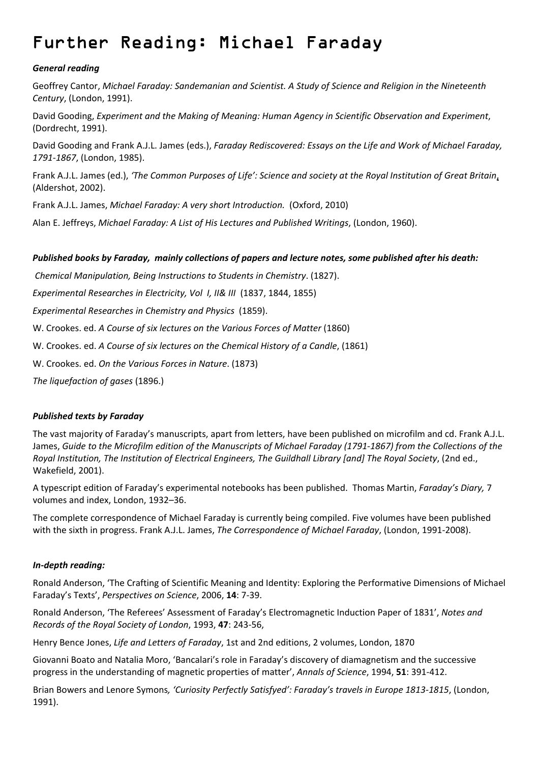# Further Reading: Michael Faraday

***General reading***

Geoffrey Cantor, *Michael Faraday: Sandemanian and Scientist. A Study of Science and Religion in the Nineteenth Century*, (London, 1991).

David Gooding, *Experiment and the Making of Meaning: Human Agency in Scientific Observation and Experiment*, (Dordrecht, 1991).

David Gooding and Frank A.J.L. James (eds.), *Faraday Rediscovered: Essays on the Life and Work of Michael Faraday, 1791-1867*, (London, 1985).

Frank A.J.L. James (ed.), *'The Common Purposes of Life': Science and society at the Royal Institution of Great Britain*, (Aldershot, 2002).

Frank A.J.L. James, *Michael Faraday: A very short Introduction.* (Oxford, 2010)

Alan E. Jeffreys, *Michael Faraday: A List of His Lectures and Published Writings*, (London, 1960).

***Published books by Faraday, mainly collections of papers and lecture notes, some published after his death:***

*Chemical Manipulation, Being Instructions to Students in Chemistry*. (1827).

*Experimental Researches in Electricity, Vol I, II& III* (1837, 1844, 1855)

*Experimental Researches in Chemistry and Physics* (1859).

W. Crookes. ed. *A Course of six lectures on the Various Forces of Matter* (1860)

W. Crookes. ed. *A Course of six lectures on the Chemical History of a Candle*, (1861)

W. Crookes. ed. *On the Various Forces in Nature*. (1873)

*The liquefaction of gases* (1896.)

***Published texts by Faraday***

The vast majority of Faraday's manuscripts, apart from letters, have been published on microfilm and cd. Frank A.J.L. James, *Guide to the Microfilm edition of the Manuscripts of Michael Faraday (1791-1867) from the Collections of the Royal Institution, The Institution of Electrical Engineers, The Guildhall Library [and] The Royal Society*, (2nd ed., Wakefield, 2001).

A typescript edition of Faraday's experimental notebooks has been published. Thomas Martin, *Faraday's Diary,* 7 volumes and index, London, 1932–36.

The complete correspondence of Michael Faraday is currently being compiled. Five volumes have been published with the sixth in progress. Frank A.J.L. James, *The Correspondence of Michael Faraday*, (London, 1991-2008).

***In-depth reading:***

Ronald Anderson, 'The Crafting of Scientific Meaning and Identity: Exploring the Performative Dimensions of Michael Faraday's Texts', *Perspectives on Science*, 2006, **14**: 7-39.

Ronald Anderson, 'The Referees' Assessment of Faraday's Electromagnetic Induction Paper of 1831', *Notes and Records of the Royal Society of London*, 1993, **47**: 243-56,

Henry Bence Jones, *Life and Letters of Faraday*, 1st and 2nd editions, 2 volumes, London, 1870

Giovanni Boato and Natalia Moro, 'Bancalari's role in Faraday's discovery of diamagnetism and the successive progress in the understanding of magnetic properties of matter', *Annals of Science*, 1994, **51**: 391-412.

Brian Bowers and Lenore Symons*, 'Curiosity Perfectly Satisfyed': Faraday's travels in Europe 1813-1815*, (London, 1991).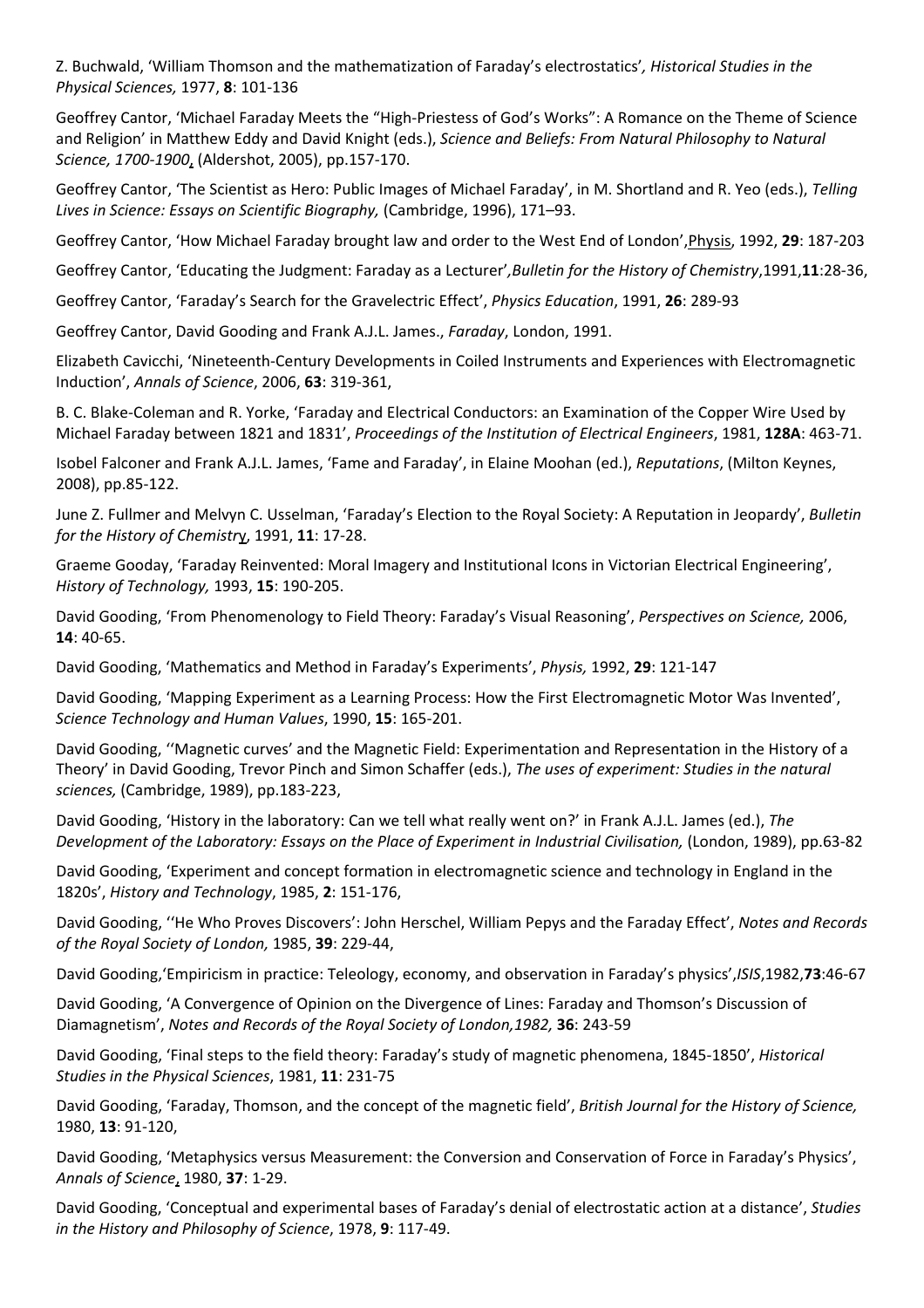Z. Buchwald, 'William Thomson and the mathematization of Faraday's electrostatics', *Historical Studies in the Physical Sciences,* 1977, **8**: 101-136

Geoffrey Cantor, 'Michael Faraday Meets the "High-Priestess of God's Works": A Romance on the Theme of Science and Religion' in Matthew Eddy and David Knight (eds.), *Science and Beliefs: From Natural Philosophy to Natural Science, 1700-1900*, (Aldershot, 2005), pp.157-170.

Geoffrey Cantor, 'The Scientist as Hero: Public Images of Michael Faraday', in M. Shortland and R. Yeo (eds.), *Telling Lives in Science: Essays on Scientific Biography,* (Cambridge, 1996), 171–93.

Geoffrey Cantor, 'How Michael Faraday brought law and order to the West End of London', Physis, 1992, **29**: 187-203

Geoffrey Cantor, 'Educating the Judgment: Faraday as a Lecturer', *Bulletin for the History of Chemistry*, 1991, **11**:28-36,

Geoffrey Cantor, 'Faraday's Search for the Gravelectric Effect', *Physics Education*, 1991, **26**: 289-93

Geoffrey Cantor, David Gooding and Frank A.J.L. James., *Faraday*, London, 1991.

Elizabeth Cavicchi, 'Nineteenth-Century Developments in Coiled Instruments and Experiences with Electromagnetic Induction', *Annals of Science*, 2006, **63**: 319-361,

B. C. Blake-Coleman and R. Yorke, 'Faraday and Electrical Conductors: an Examination of the Copper Wire Used by Michael Faraday between 1821 and 1831', *Proceedings of the Institution of Electrical Engineers*, 1981, **128A**: 463-71.

Isobel Falconer and Frank A.J.L. James, 'Fame and Faraday', in Elaine Moohan (ed.), *Reputations*, (Milton Keynes, 2008), pp.85-122.

June Z. Fullmer and Melvyn C. Usselman, 'Faraday's Election to the Royal Society: A Reputation in Jeopardy', *Bulletin for the History of Chemistry*, 1991, **11**: 17-28.

Graeme Gooday, 'Faraday Reinvented: Moral Imagery and Institutional Icons in Victorian Electrical Engineering', *History of Technology,* 1993, **15**: 190-205.

David Gooding, 'From Phenomenology to Field Theory: Faraday's Visual Reasoning', *Perspectives on Science,* 2006, **14**: 40-65.

David Gooding, 'Mathematics and Method in Faraday's Experiments', *Physis,* 1992, **29**: 121-147

David Gooding, 'Mapping Experiment as a Learning Process: How the First Electromagnetic Motor Was Invented', *Science Technology and Human Values*, 1990, **15**: 165-201.

David Gooding, ''Magnetic curves' and the Magnetic Field: Experimentation and Representation in the History of a Theory' in David Gooding, Trevor Pinch and Simon Schaffer (eds.), *The uses of experiment: Studies in the natural sciences,* (Cambridge, 1989), pp.183-223,

David Gooding, 'History in the laboratory: Can we tell what really went on?' in Frank A.J.L. James (ed.), *The Development of the Laboratory: Essays on the Place of Experiment in Industrial Civilisation,* (London, 1989), pp.63-82

David Gooding, 'Experiment and concept formation in electromagnetic science and technology in England in the 1820s', *History and Technology*, 1985, **2**: 151-176,

David Gooding, ''He Who Proves Discovers': John Herschel, William Pepys and the Faraday Effect', *Notes and Records of the Royal Society of London,* 1985, **39**: 229-44,

David Gooding, 'Empiricism in practice: Teleology, economy, and observation in Faraday's physics', *ISIS*, 1982, **73**:46-67

David Gooding, 'A Convergence of Opinion on the Divergence of Lines: Faraday and Thomson's Discussion of Diamagnetism', *Notes and Records of the Royal Society of London,1982,* **36**: 243-59

David Gooding, 'Final steps to the field theory: Faraday's study of magnetic phenomena, 1845-1850', *Historical Studies in the Physical Sciences*, 1981, **11**: 231-75

David Gooding, 'Faraday, Thomson, and the concept of the magnetic field', *British Journal for the History of Science,* 1980, **13**: 91-120,

David Gooding, 'Metaphysics versus Measurement: the Conversion and Conservation of Force in Faraday's Physics', *Annals of Science*, 1980, **37**: 1-29.

David Gooding, 'Conceptual and experimental bases of Faraday's denial of electrostatic action at a distance', *Studies in the History and Philosophy of Science*, 1978, **9**: 117-49.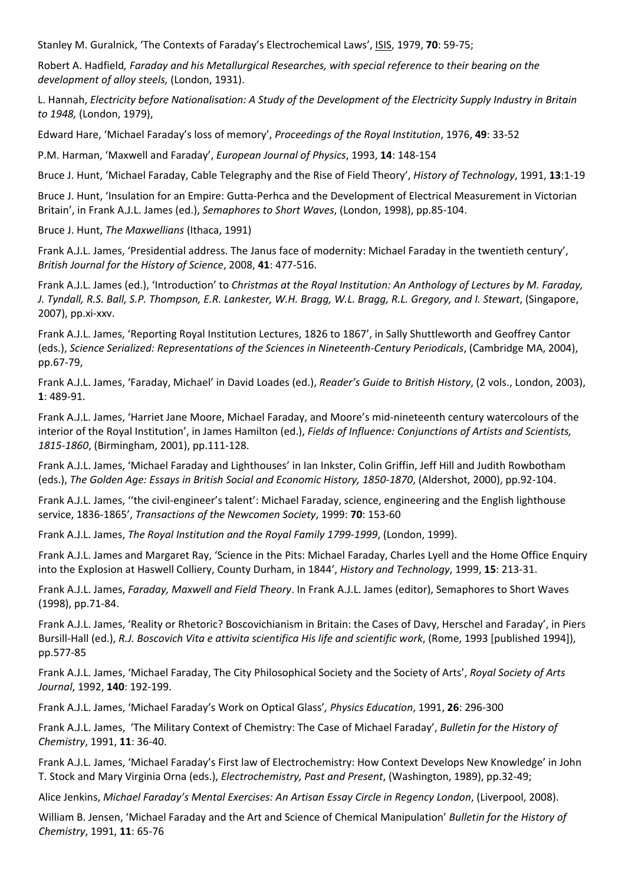Stanley M. Guralnick, 'The Contexts of Faraday's Electrochemical Laws', ISIS, 1979, **70**: 59-75;

Robert A. Hadfield*, Faraday and his Metallurgical Researches, with special reference to their bearing on the development of alloy steels,* (London, 1931).

L. Hannah, *Electricity before Nationalisation: A Study of the Development of the Electricity Supply Industry in Britain to 1948,* (London, 1979),

Edward Hare, 'Michael Faraday's loss of memory', *Proceedings of the Royal Institution*, 1976, **49**: 33-52

P.M. Harman, 'Maxwell and Faraday', *European Journal of Physics*, 1993, **14**: 148-154

Bruce J. Hunt, 'Michael Faraday, Cable Telegraphy and the Rise of Field Theory', *History of Technology*, 1991, **13**:1-19

Bruce J. Hunt, 'Insulation for an Empire: Gutta-Perhca and the Development of Electrical Measurement in Victorian Britain', in Frank A.J.L. James (ed.), *Semaphores to Short Waves*, (London, 1998), pp.85-104.

Bruce J. Hunt, *The Maxwellians* (Ithaca, 1991)

Frank A.J.L. James, 'Presidential address. The Janus face of modernity: Michael Faraday in the twentieth century', *British Journal for the History of Science*, 2008, **41**: 477-516.

Frank A.J.L. James (ed.), 'Introduction' to *Christmas at the Royal Institution: An Anthology of Lectures by M. Faraday, J. Tyndall, R.S. Ball, S.P. Thompson, E.R. Lankester, W.H. Bragg, W.L. Bragg, R.L. Gregory, and I. Stewart*, (Singapore, 2007), pp.xi-xxv.

Frank A.J.L. James, 'Reporting Royal Institution Lectures, 1826 to 1867', in Sally Shuttleworth and Geoffrey Cantor (eds.), *Science Serialized: Representations of the Sciences in Nineteenth-Century Periodicals*, (Cambridge MA, 2004), pp.67-79,

Frank A.J.L. James, 'Faraday, Michael' in David Loades (ed.), *Reader's Guide to British History*, (2 vols., London, 2003), **1**: 489-91.

Frank A.J.L. James, 'Harriet Jane Moore, Michael Faraday, and Moore's mid-nineteenth century watercolours of the interior of the Royal Institution', in James Hamilton (ed.), *Fields of Influence: Conjunctions of Artists and Scientists, 1815-1860*, (Birmingham, 2001), pp.111-128.

Frank A.J.L. James, 'Michael Faraday and Lighthouses' in Ian Inkster, Colin Griffin, Jeff Hill and Judith Rowbotham (eds.), *The Golden Age: Essays in British Social and Economic History, 1850-1870*, (Aldershot, 2000), pp.92-104.

Frank A.J.L. James, ''the civil-engineer's talent': Michael Faraday, science, engineering and the English lighthouse service, 1836-1865', *Transactions of the Newcomen Society*, 1999: **70**: 153-60

Frank A.J.L. James, *The Royal Institution and the Royal Family 1799-1999*, (London, 1999).

Frank A.J.L. James and Margaret Ray, 'Science in the Pits: Michael Faraday, Charles Lyell and the Home Office Enquiry into the Explosion at Haswell Colliery, County Durham, in 1844', *History and Technology*, 1999, **15**: 213-31.

Frank A.J.L. James, *Faraday, Maxwell and Field Theory*. In Frank A.J.L. James (editor), Semaphores to Short Waves (1998), pp.71-84.

Frank A.J.L. James, 'Reality or Rhetoric? Boscovichianism in Britain: the Cases of Davy, Herschel and Faraday', in Piers Bursill-Hall (ed.), *R.J. Boscovich Vita e attivita scientifica His life and scientific work*, (Rome, 1993 [published 1994]), pp.577-85

Frank A.J.L. James, 'Michael Faraday, The City Philosophical Society and the Society of Arts', *Royal Society of Arts Journal*, 1992, **140**: 192-199.

Frank A.J.L. James, 'Michael Faraday's Work on Optical Glass'*, Physics Education*, 1991, **26**: 296-300

Frank A.J.L. James, 'The Military Context of Chemistry: The Case of Michael Faraday', *Bulletin for the History of Chemistry*, 1991, **11**: 36-40.

Frank A.J.L. James, 'Michael Faraday's First law of Electrochemistry: How Context Develops New Knowledge' in John T. Stock and Mary Virginia Orna (eds.), *Electrochemistry, Past and Present*, (Washington, 1989), pp.32-49;

Alice Jenkins, *Michael Faraday's Mental Exercises: An Artisan Essay Circle in Regency London*, (Liverpool, 2008).

William B. Jensen, 'Michael Faraday and the Art and Science of Chemical Manipulation' *Bulletin for the History of Chemistry*, 1991, **11**: 65-76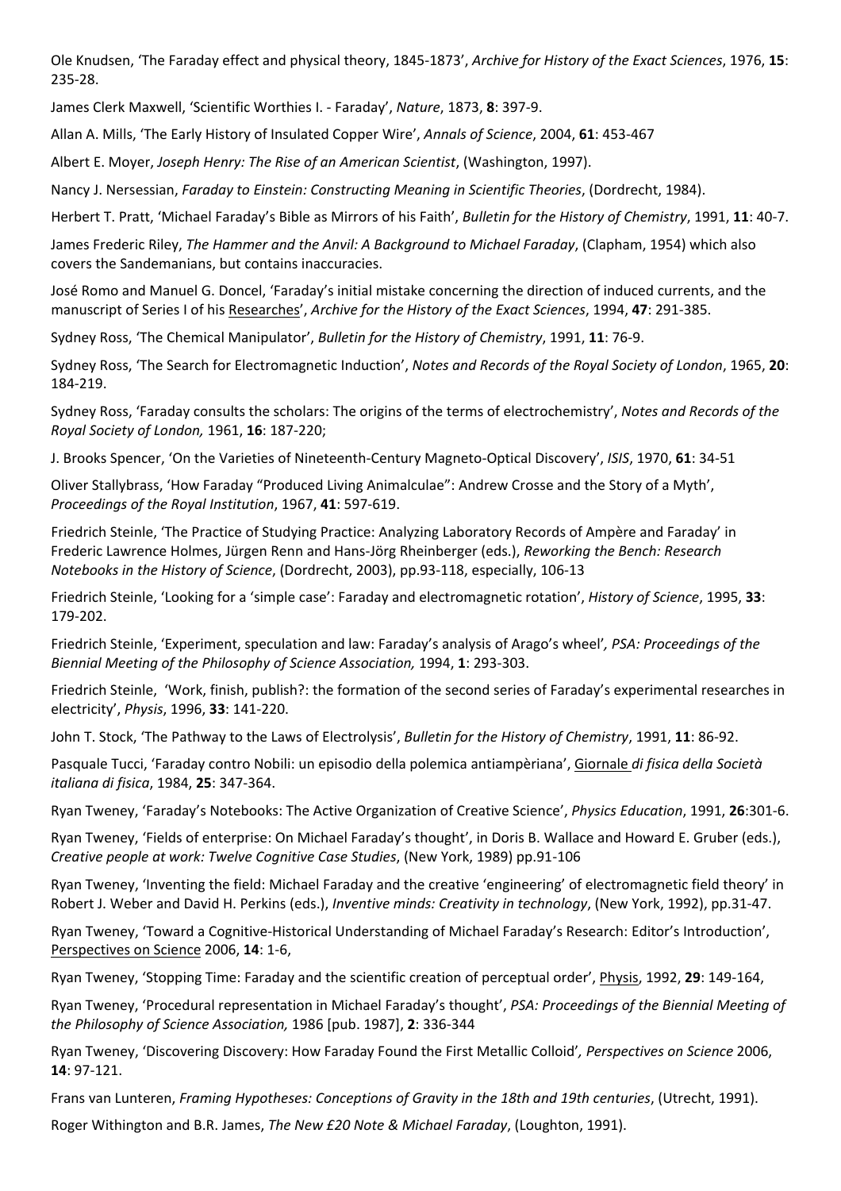Ole Knudsen, 'The Faraday effect and physical theory, 1845-1873', *Archive for History of the Exact Sciences*, 1976, **15**: 235-28.

James Clerk Maxwell, 'Scientific Worthies I. - Faraday', *Nature*, 1873, **8**: 397-9.

Allan A. Mills, 'The Early History of Insulated Copper Wire', *Annals of Science*, 2004, **61**: 453-467

Albert E. Moyer, *Joseph Henry: The Rise of an American Scientist*, (Washington, 1997).

Nancy J. Nersessian, *Faraday to Einstein: Constructing Meaning in Scientific Theories*, (Dordrecht, 1984).

Herbert T. Pratt, 'Michael Faraday's Bible as Mirrors of his Faith', *Bulletin for the History of Chemistry*, 1991, **11**: 40-7.

James Frederic Riley, *The Hammer and the Anvil: A Background to Michael Faraday*, (Clapham, 1954) which also covers the Sandemanians, but contains inaccuracies.

José Romo and Manuel G. Doncel, 'Faraday's initial mistake concerning the direction of induced currents, and the manuscript of Series I of his Researches', *Archive for the History of the Exact Sciences*, 1994, **47**: 291-385.

Sydney Ross, 'The Chemical Manipulator', *Bulletin for the History of Chemistry*, 1991, **11**: 76-9.

Sydney Ross, 'The Search for Electromagnetic Induction', *Notes and Records of the Royal Society of London*, 1965, **20**: 184-219.

Sydney Ross, 'Faraday consults the scholars: The origins of the terms of electrochemistry', *Notes and Records of the Royal Society of London,* 1961, **16**: 187-220;

J. Brooks Spencer, 'On the Varieties of Nineteenth-Century Magneto-Optical Discovery', *ISIS*, 1970, **61**: 34-51

Oliver Stallybrass, 'How Faraday "Produced Living Animalculae": Andrew Crosse and the Story of a Myth', *Proceedings of the Royal Institution*, 1967, **41**: 597-619.

Friedrich Steinle, 'The Practice of Studying Practice: Analyzing Laboratory Records of Ampère and Faraday' in Frederic Lawrence Holmes, Jürgen Renn and Hans-Jörg Rheinberger (eds.), *Reworking the Bench: Research Notebooks in the History of Science*, (Dordrecht, 2003), pp.93-118, especially, 106-13

Friedrich Steinle, 'Looking for a 'simple case': Faraday and electromagnetic rotation', *History of Science*, 1995, **33**: 179-202.

Friedrich Steinle, 'Experiment, speculation and law: Faraday's analysis of Arago's wheel'*, PSA: Proceedings of the Biennial Meeting of the Philosophy of Science Association,* 1994, **1**: 293-303.

Friedrich Steinle, 'Work, finish, publish?: the formation of the second series of Faraday's experimental researches in electricity', *Physis*, 1996, **33**: 141-220.

John T. Stock, 'The Pathway to the Laws of Electrolysis', *Bulletin for the History of Chemistry*, 1991, **11**: 86-92.

Pasquale Tucci, 'Faraday contro Nobili: un episodio della polemica antiampèriana', Giornale *di fisica della Società italiana di fisica*, 1984, **25**: 347-364.

Ryan Tweney, 'Faraday's Notebooks: The Active Organization of Creative Science', *Physics Education*, 1991, **26**:301-6.

Ryan Tweney, 'Fields of enterprise: On Michael Faraday's thought', in Doris B. Wallace and Howard E. Gruber (eds.), *Creative people at work: Twelve Cognitive Case Studies*, (New York, 1989) pp.91-106

Ryan Tweney, 'Inventing the field: Michael Faraday and the creative 'engineering' of electromagnetic field theory' in Robert J. Weber and David H. Perkins (eds.), *Inventive minds: Creativity in technology*, (New York, 1992), pp.31-47.

Ryan Tweney, 'Toward a Cognitive-Historical Understanding of Michael Faraday's Research: Editor's Introduction', Perspectives on Science 2006, **14**: 1-6,

Ryan Tweney, 'Stopping Time: Faraday and the scientific creation of perceptual order', Physis, 1992, **29**: 149-164,

Ryan Tweney, 'Procedural representation in Michael Faraday's thought', *PSA: Proceedings of the Biennial Meeting of the Philosophy of Science Association,* 1986 [pub. 1987], **2**: 336-344

Ryan Tweney, 'Discovering Discovery: How Faraday Found the First Metallic Colloid'*, Perspectives on Science* 2006, **14**: 97-121.

Frans van Lunteren, *Framing Hypotheses: Conceptions of Gravity in the 18th and 19th centuries*, (Utrecht, 1991).

Roger Withington and B.R. James, *The New £20 Note & Michael Faraday*, (Loughton, 1991).